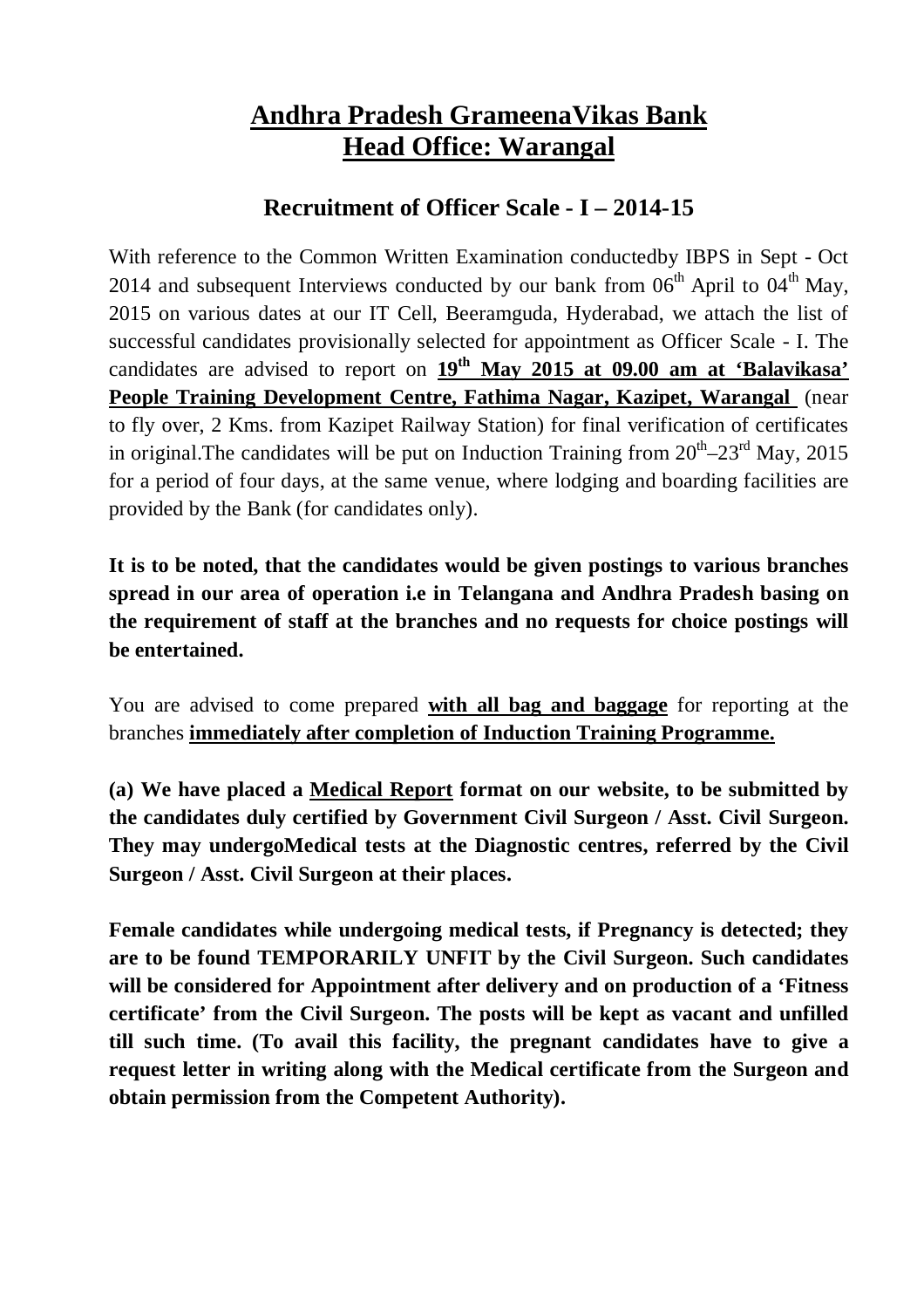# Andhra Pradesh GrameenaVikas Bank
# Head Office: Warangal

## Recruitment of Officer Scale - I – 2014-15

With reference to the Common Written Examination conductedby IBPS in Sept - Oct 2014 and subsequent Interviews conducted by our bank from 06th April to 04th May, 2015 on various dates at our IT Cell, Beeramguda, Hyderabad, we attach the list of successful candidates provisionally selected for appointment as Officer Scale - I. The candidates are advised to report on **19th May 2015 at 09.00 am at 'Balavikasa' People Training Development Centre, Fathima Nagar, Kazipet, Warangal** (near to fly over, 2 Kms. from Kazipet Railway Station) for final verification of certificates in original.The candidates will be put on Induction Training from 20th–23rd May, 2015 for a period of four days, at the same venue, where lodging and boarding facilities are provided by the Bank (for candidates only).

**It is to be noted, that the candidates would be given postings to various branches spread in our area of operation i.e in Telangana and Andhra Pradesh basing on the requirement of staff at the branches and no requests for choice postings will be entertained.**

You are advised to come prepared **with all bag and baggage** for reporting at the branches **immediately after completion of Induction Training Programme.**

**(a) We have placed a Medical Report format on our website, to be submitted by the candidates duly certified by Government Civil Surgeon / Asst. Civil Surgeon. They may undergoMedical tests at the Diagnostic centres, referred by the Civil Surgeon / Asst. Civil Surgeon at their places.**

**Female candidates while undergoing medical tests, if Pregnancy is detected; they are to be found TEMPORARILY UNFIT by the Civil Surgeon. Such candidates will be considered for Appointment after delivery and on production of a 'Fitness certificate' from the Civil Surgeon. The posts will be kept as vacant and unfilled till such time. (To avail this facility, the pregnant candidates have to give a request letter in writing along with the Medical certificate from the Surgeon and obtain permission from the Competent Authority).**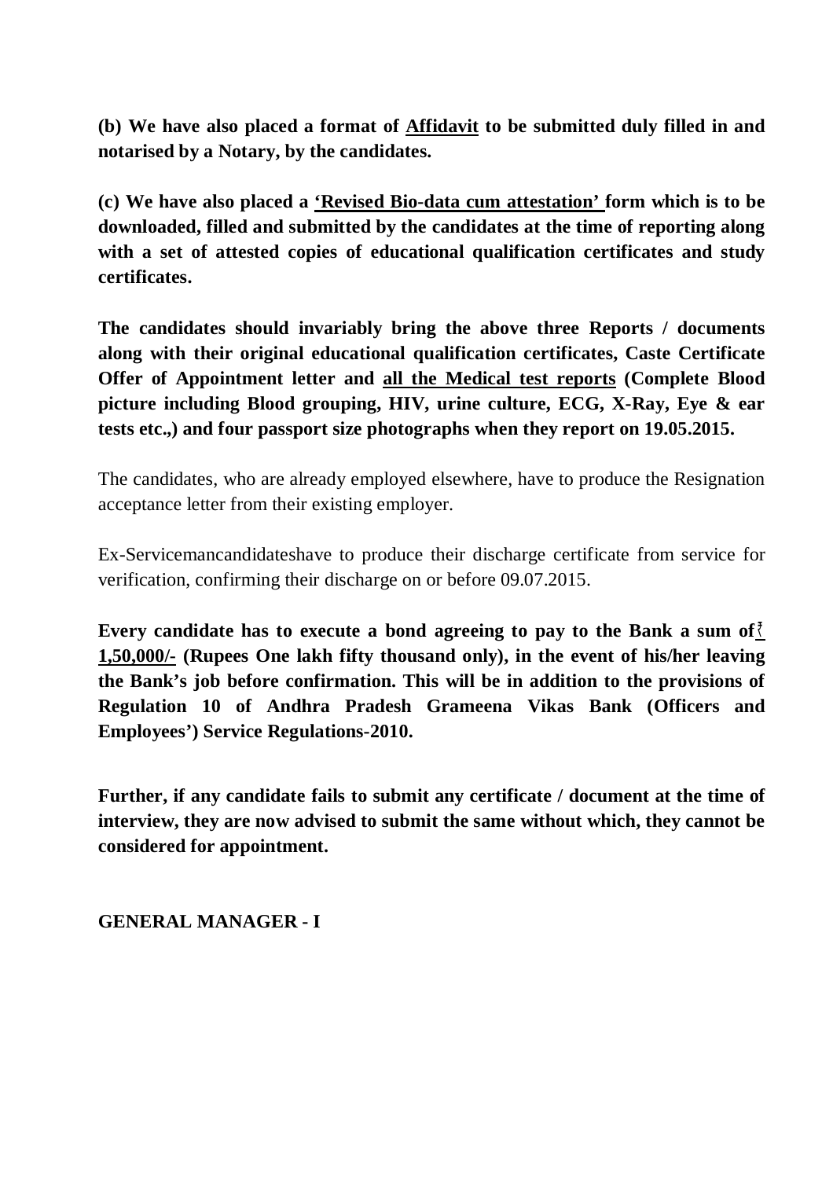**(b) We have also placed a format of Affidavit to be submitted duly filled in and notarised by a Notary, by the candidates.**

**(c) We have also placed a 'Revised Bio-data cum attestation' form which is to be downloaded, filled and submitted by the candidates at the time of reporting along with a set of attested copies of educational qualification certificates and study certificates.**

**The candidates should invariably bring the above three Reports / documents along with their original educational qualification certificates, Caste Certificate Offer of Appointment letter and all the Medical test reports (Complete Blood picture including Blood grouping, HIV, urine culture, ECG, X-Ray, Eye & ear tests etc.,) and four passport size photographs when they report on 19.05.2015.**

The candidates, who are already employed elsewhere, have to produce the Resignation acceptance letter from their existing employer.

Ex-Servicemancandidateshave to produce their discharge certificate from service for verification, confirming their discharge on or before 09.07.2015.

**Every candidate has to execute a bond agreeing to pay to the Bank a sum of ₹ 1,50,000/- (Rupees One lakh fifty thousand only), in the event of his/her leaving the Bank's job before confirmation. This will be in addition to the provisions of Regulation 10 of Andhra Pradesh Grameena Vikas Bank (Officers and Employees') Service Regulations-2010.**

**Further, if any candidate fails to submit any certificate / document at the time of interview, they are now advised to submit the same without which, they cannot be considered for appointment.**

**GENERAL MANAGER - I**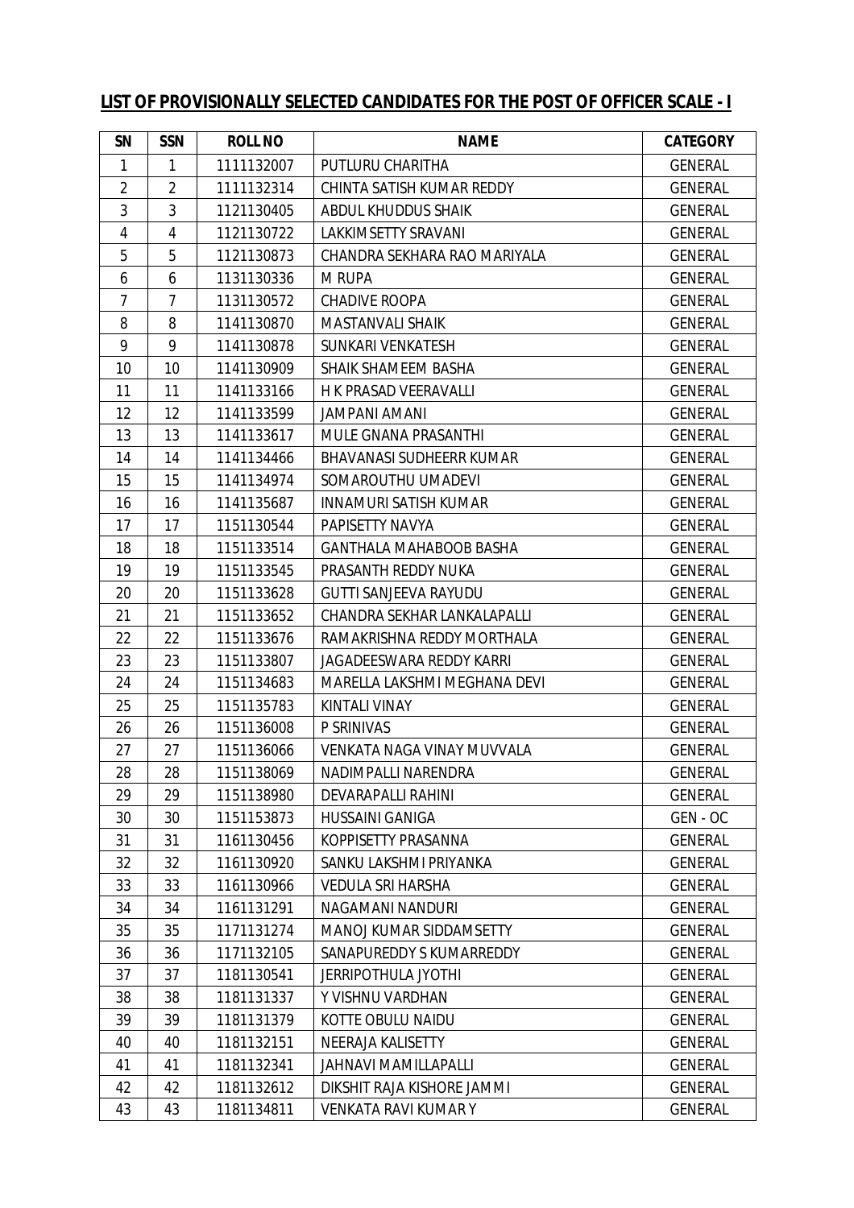**LIST OF PROVISIONALLY SELECTED CANDIDATES FOR THE POST OF OFFICER SCALE - I**

| SN | SSN | ROLL NO | NAME | CATEGORY |
|---|---|---|---|---|
| 1 | 1 | 1111132007 | PUTLURU CHARITHA | GENERAL |
| 2 | 2 | 1111132314 | CHINTA SATISH KUMAR REDDY | GENERAL |
| 3 | 3 | 1121130405 | ABDUL KHUDDUS SHAIK | GENERAL |
| 4 | 4 | 1121130722 | LAKKIMSETTY SRAVANI | GENERAL |
| 5 | 5 | 1121130873 | CHANDRA SEKHARA RAO MARIYALA | GENERAL |
| 6 | 6 | 1131130336 | M RUPA | GENERAL |
| 7 | 7 | 1131130572 | CHADIVE ROOPA | GENERAL |
| 8 | 8 | 1141130870 | MASTANVALI SHAIK | GENERAL |
| 9 | 9 | 1141130878 | SUNKARI VENKATESH | GENERAL |
| 10 | 10 | 1141130909 | SHAIK SHAMEEM BASHA | GENERAL |
| 11 | 11 | 1141133166 | H K PRASAD VEERAVALLI | GENERAL |
| 12 | 12 | 1141133599 | JAMPANI AMANI | GENERAL |
| 13 | 13 | 1141133617 | MULE GNANA PRASANTHI | GENERAL |
| 14 | 14 | 1141134466 | BHAVANASI SUDHEERR KUMAR | GENERAL |
| 15 | 15 | 1141134974 | SOMAROUTHU UMADEVI | GENERAL |
| 16 | 16 | 1141135687 | INNAMURI SATISH KUMAR | GENERAL |
| 17 | 17 | 1151130544 | PAPISETTY NAVYA | GENERAL |
| 18 | 18 | 1151133514 | GANTHALA MAHABOOB BASHA | GENERAL |
| 19 | 19 | 1151133545 | PRASANTH REDDY NUKA | GENERAL |
| 20 | 20 | 1151133628 | GUTTI SANJEEVA RAYUDU | GENERAL |
| 21 | 21 | 1151133652 | CHANDRA SEKHAR LANKALAPALLI | GENERAL |
| 22 | 22 | 1151133676 | RAMAKRISHNA REDDY MORTHALA | GENERAL |
| 23 | 23 | 1151133807 | JAGADEESWARA REDDY KARRI | GENERAL |
| 24 | 24 | 1151134683 | MARELLA LAKSHMI MEGHANA DEVI | GENERAL |
| 25 | 25 | 1151135783 | KINTALI VINAY | GENERAL |
| 26 | 26 | 1151136008 | P SRINIVAS | GENERAL |
| 27 | 27 | 1151136066 | VENKATA NAGA VINAY MUVVALA | GENERAL |
| 28 | 28 | 1151138069 | NADIMPALLI NARENDRA | GENERAL |
| 29 | 29 | 1151138980 | DEVARAPALLI RAHINI | GENERAL |
| 30 | 30 | 1151153873 | HUSSAINI GANIGA | GEN - OC |
| 31 | 31 | 1161130456 | KOPPISETTY PRASANNA | GENERAL |
| 32 | 32 | 1161130920 | SANKU LAKSHMI PRIYANKA | GENERAL |
| 33 | 33 | 1161130966 | VEDULA SRI HARSHA | GENERAL |
| 34 | 34 | 1161131291 | NAGAMANI NANDURI | GENERAL |
| 35 | 35 | 1171131274 | MANOJ KUMAR SIDDAMSETTY | GENERAL |
| 36 | 36 | 1171132105 | SANAPUREDDY S KUMARREDDY | GENERAL |
| 37 | 37 | 1181130541 | JERRIPOTHULA JYOTHI | GENERAL |
| 38 | 38 | 1181131337 | Y VISHNU VARDHAN | GENERAL |
| 39 | 39 | 1181131379 | KOTTE OBULU NAIDU | GENERAL |
| 40 | 40 | 1181132151 | NEERAJA KALISETTY | GENERAL |
| 41 | 41 | 1181132341 | JAHNAVI MAMILLAPALLI | GENERAL |
| 42 | 42 | 1181132612 | DIKSHIT RAJA KISHORE JAMMI | GENERAL |
| 43 | 43 | 1181134811 | VENKATA RAVI KUMAR Y | GENERAL |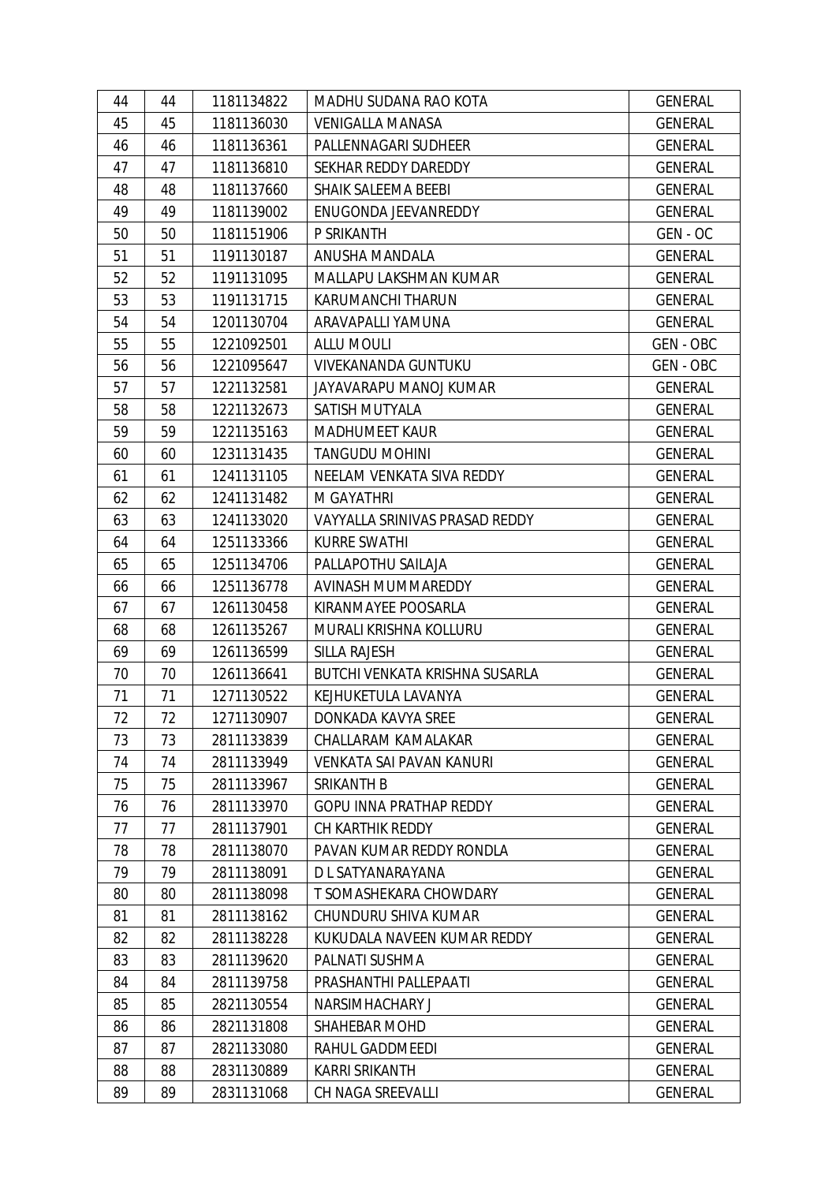| | | | | |
|---|---|---|---|---|
| 44 | 44 | 1181134822 | MADHU SUDANA RAO KOTA | GENERAL |
| 45 | 45 | 1181136030 | VENIGALLA MANASA | GENERAL |
| 46 | 46 | 1181136361 | PALLENNAGARI SUDHEER | GENERAL |
| 47 | 47 | 1181136810 | SEKHAR REDDY DAREDDY | GENERAL |
| 48 | 48 | 1181137660 | SHAIK SALEEMA BEEBI | GENERAL |
| 49 | 49 | 1181139002 | ENUGONDA JEEVANREDDY | GENERAL |
| 50 | 50 | 1181151906 | P SRIKANTH | GEN - OC |
| 51 | 51 | 1191130187 | ANUSHA MANDALA | GENERAL |
| 52 | 52 | 1191131095 | MALLAPU LAKSHMAN KUMAR | GENERAL |
| 53 | 53 | 1191131715 | KARUMANCHI THARUN | GENERAL |
| 54 | 54 | 1201130704 | ARAVAPALLI YAMUNA | GENERAL |
| 55 | 55 | 1221092501 | ALLU MOULI | GEN - OBC |
| 56 | 56 | 1221095647 | VIVEKANANDA GUNTUKU | GEN - OBC |
| 57 | 57 | 1221132581 | JAYAVARAPU MANOJ KUMAR | GENERAL |
| 58 | 58 | 1221132673 | SATISH MUTYALA | GENERAL |
| 59 | 59 | 1221135163 | MADHUMEET KAUR | GENERAL |
| 60 | 60 | 1231131435 | TANGUDU MOHINI | GENERAL |
| 61 | 61 | 1241131105 | NEELAM VENKATA SIVA REDDY | GENERAL |
| 62 | 62 | 1241131482 | M GAYATHRI | GENERAL |
| 63 | 63 | 1241133020 | VAYYALLA SRINIVAS PRASAD REDDY | GENERAL |
| 64 | 64 | 1251133366 | KURRE SWATHI | GENERAL |
| 65 | 65 | 1251134706 | PALLAPOTHU SAILAJA | GENERAL |
| 66 | 66 | 1251136778 | AVINASH MUMMAREDDY | GENERAL |
| 67 | 67 | 1261130458 | KIRANMAYEE POOSARLA | GENERAL |
| 68 | 68 | 1261135267 | MURALI KRISHNA KOLLURU | GENERAL |
| 69 | 69 | 1261136599 | SILLA RAJESH | GENERAL |
| 70 | 70 | 1261136641 | BUTCHI VENKATA KRISHNA SUSARLA | GENERAL |
| 71 | 71 | 1271130522 | KEJHUKETULA LAVANYA | GENERAL |
| 72 | 72 | 1271130907 | DONKADA KAVYA SREE | GENERAL |
| 73 | 73 | 2811133839 | CHALLARAM KAMALAKAR | GENERAL |
| 74 | 74 | 2811133949 | VENKATA SAI PAVAN KANURI | GENERAL |
| 75 | 75 | 2811133967 | SRIKANTH B | GENERAL |
| 76 | 76 | 2811133970 | GOPU INNA PRATHAP REDDY | GENERAL |
| 77 | 77 | 2811137901 | CH KARTHIK REDDY | GENERAL |
| 78 | 78 | 2811138070 | PAVAN KUMAR REDDY RONDLA | GENERAL |
| 79 | 79 | 2811138091 | D L SATYANARAYANA | GENERAL |
| 80 | 80 | 2811138098 | T SOMASHEKARA CHOWDARY | GENERAL |
| 81 | 81 | 2811138162 | CHUNDURU SHIVA KUMAR | GENERAL |
| 82 | 82 | 2811138228 | KUKUDALA NAVEEN KUMAR REDDY | GENERAL |
| 83 | 83 | 2811139620 | PALNATI SUSHMA | GENERAL |
| 84 | 84 | 2811139758 | PRASHANTHI PALLEPAATI | GENERAL |
| 85 | 85 | 2821130554 | NARSIMHACHARY J | GENERAL |
| 86 | 86 | 2821131808 | SHAHEBAR MOHD | GENERAL |
| 87 | 87 | 2821133080 | RAHUL GADDMEEDI | GENERAL |
| 88 | 88 | 2831130889 | KARRI SRIKANTH | GENERAL |
| 89 | 89 | 2831131068 | CH NAGA SREEVALLI | GENERAL |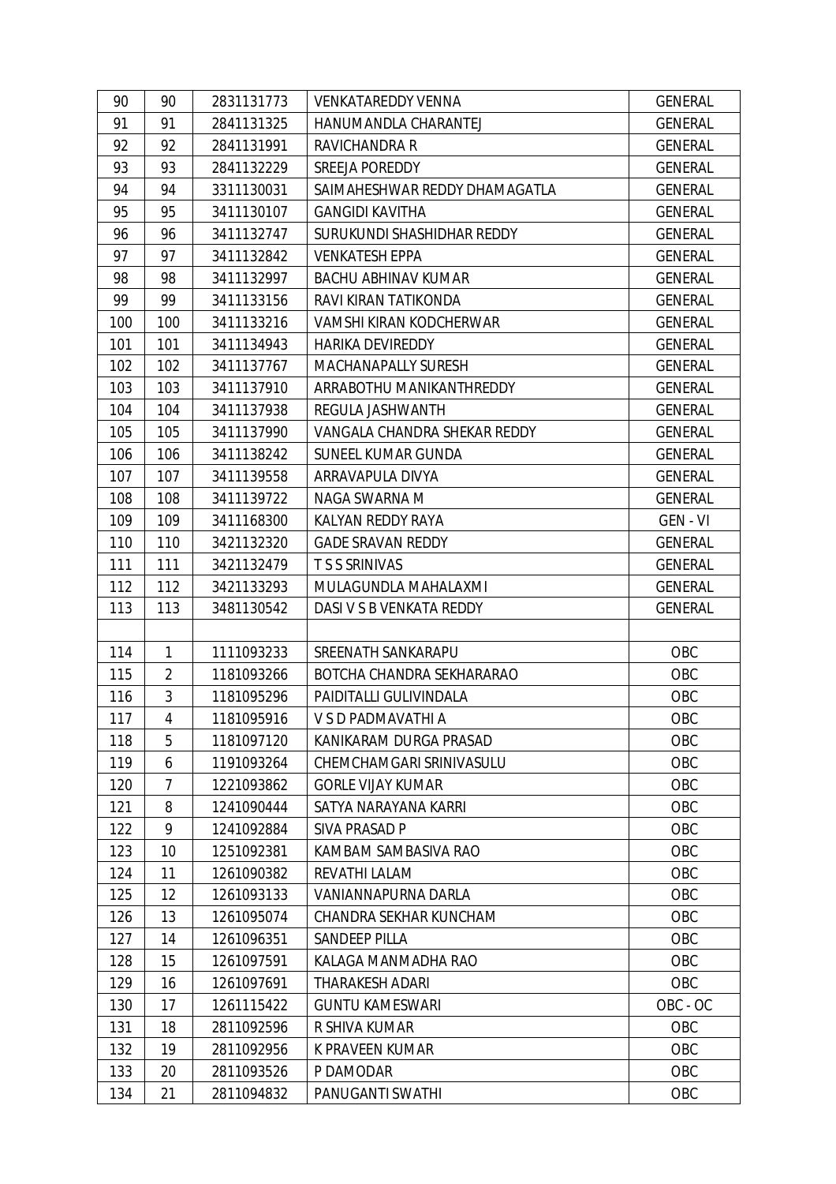| 90 | 90 | 2831131773 | VENKATAREDDY VENNA | GENERAL |
|---|---|---|---|---|
| 91 | 91 | 2841131325 | HANUMANDLA CHARANTEJ | GENERAL |
| 92 | 92 | 2841131991 | RAVICHANDRA R | GENERAL |
| 93 | 93 | 2841132229 | SREEJA POREDDY | GENERAL |
| 94 | 94 | 3311130031 | SAIMAHESHWAR REDDY DHAMAGATLA | GENERAL |
| 95 | 95 | 3411130107 | GANGIDI KAVITHA | GENERAL |
| 96 | 96 | 3411132747 | SURUKUNDI SHASHIDHAR REDDY | GENERAL |
| 97 | 97 | 3411132842 | VENKATESH EPPA | GENERAL |
| 98 | 98 | 3411132997 | BACHU ABHINAV KUMAR | GENERAL |
| 99 | 99 | 3411133156 | RAVI KIRAN TATIKONDA | GENERAL |
| 100 | 100 | 3411133216 | VAMSHI KIRAN KODCHERWAR | GENERAL |
| 101 | 101 | 3411134943 | HARIKA DEVIREDDY | GENERAL |
| 102 | 102 | 3411137767 | MACHANAPALLY SURESH | GENERAL |
| 103 | 103 | 3411137910 | ARRABOTHU MANIKANTHREDDY | GENERAL |
| 104 | 104 | 3411137938 | REGULA JASHWANTH | GENERAL |
| 105 | 105 | 3411137990 | VANGALA CHANDRA SHEKAR REDDY | GENERAL |
| 106 | 106 | 3411138242 | SUNEEL KUMAR GUNDA | GENERAL |
| 107 | 107 | 3411139558 | ARRAVAPULA DIVYA | GENERAL |
| 108 | 108 | 3411139722 | NAGA SWARNA M | GENERAL |
| 109 | 109 | 3411168300 | KALYAN REDDY RAYA | GEN - VI |
| 110 | 110 | 3421132320 | GADE SRAVAN REDDY | GENERAL |
| 111 | 111 | 3421132479 | T S S SRINIVAS | GENERAL |
| 112 | 112 | 3421133293 | MULAGUNDLA MAHALAXMI | GENERAL |
| 113 | 113 | 3481130542 | DASI V S B VENKATA REDDY | GENERAL |
| | | | | |
| 114 | 1 | 1111093233 | SREENATH SANKARAPU | OBC |
| 115 | 2 | 1181093266 | BOTCHA CHANDRA SEKHARARAO | OBC |
| 116 | 3 | 1181095296 | PAIDITALLI GULIVINDALA | OBC |
| 117 | 4 | 1181095916 | V S D PADMAVATHI A | OBC |
| 118 | 5 | 1181097120 | KANIKARAM DURGA PRASAD | OBC |
| 119 | 6 | 1191093264 | CHEMCHAMGARI SRINIVASULU | OBC |
| 120 | 7 | 1221093862 | GORLE VIJAY KUMAR | OBC |
| 121 | 8 | 1241090444 | SATYA NARAYANA KARRI | OBC |
| 122 | 9 | 1241092884 | SIVA PRASAD P | OBC |
| 123 | 10 | 1251092381 | KAMBAM SAMBASIVA RAO | OBC |
| 124 | 11 | 1261090382 | REVATHI LALAM | OBC |
| 125 | 12 | 1261093133 | VANIANNAPURNA DARLA | OBC |
| 126 | 13 | 1261095074 | CHANDRA SEKHAR KUNCHAM | OBC |
| 127 | 14 | 1261096351 | SANDEEP PILLA | OBC |
| 128 | 15 | 1261097591 | KALAGA MANMADHA RAO | OBC |
| 129 | 16 | 1261097691 | THARAKESH ADARI | OBC |
| 130 | 17 | 1261115422 | GUNTU KAMESWARI | OBC - OC |
| 131 | 18 | 2811092596 | R SHIVA KUMAR | OBC |
| 132 | 19 | 2811092956 | K PRAVEEN KUMAR | OBC |
| 133 | 20 | 2811093526 | P DAMODAR | OBC |
| 134 | 21 | 2811094832 | PANUGANTI SWATHI | OBC |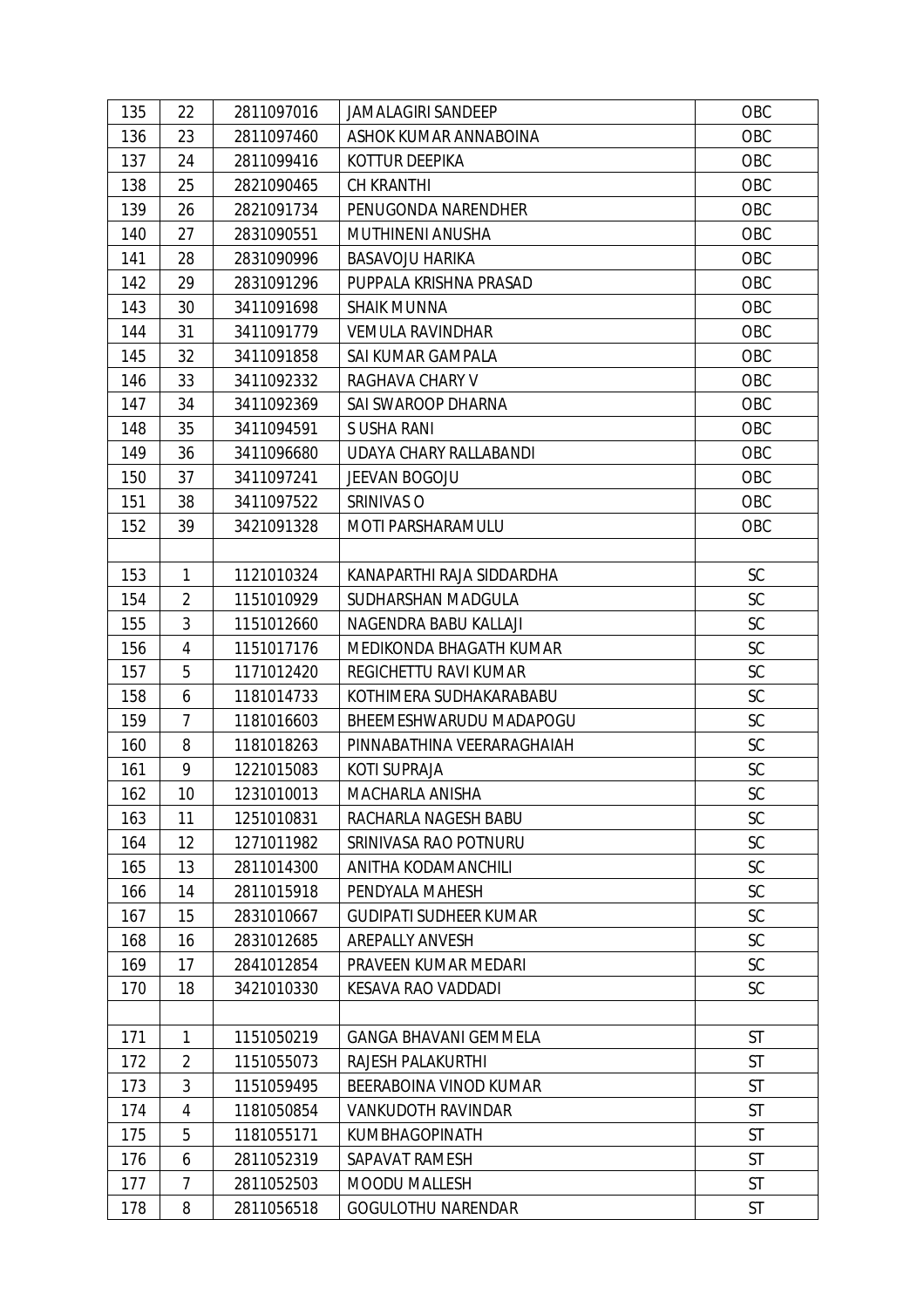| | | | | |
|---|---|---|---|---|
| 135 | 22 | 2811097016 | JAMALAGIRI SANDEEP | OBC |
| 136 | 23 | 2811097460 | ASHOK KUMAR ANNABOINA | OBC |
| 137 | 24 | 2811099416 | KOTTUR DEEPIKA | OBC |
| 138 | 25 | 2821090465 | CH KRANTHI | OBC |
| 139 | 26 | 2821091734 | PENUGONDA NARENDHER | OBC |
| 140 | 27 | 2831090551 | MUTHINENI ANUSHA | OBC |
| 141 | 28 | 2831090996 | BASAVOJU HARIKA | OBC |
| 142 | 29 | 2831091296 | PUPPALA KRISHNA PRASAD | OBC |
| 143 | 30 | 3411091698 | SHAIK MUNNA | OBC |
| 144 | 31 | 3411091779 | VEMULA RAVINDHAR | OBC |
| 145 | 32 | 3411091858 | SAI KUMAR GAMPALA | OBC |
| 146 | 33 | 3411092332 | RAGHAVA CHARY V | OBC |
| 147 | 34 | 3411092369 | SAI SWAROOP DHARNA | OBC |
| 148 | 35 | 3411094591 | S USHA RANI | OBC |
| 149 | 36 | 3411096680 | UDAYA CHARY RALLABANDI | OBC |
| 150 | 37 | 3411097241 | JEEVAN BOGOJU | OBC |
| 151 | 38 | 3411097522 | SRINIVAS O | OBC |
| 152 | 39 | 3421091328 | MOTI PARSHARAMULU | OBC |
| | | | | |
| 153 | 1 | 1121010324 | KANAPARTHI RAJA SIDDARDHA | SC |
| 154 | 2 | 1151010929 | SUDHARSHAN MADGULA | SC |
| 155 | 3 | 1151012660 | NAGENDRA BABU KALLAJI | SC |
| 156 | 4 | 1151017176 | MEDIKONDA BHAGATH KUMAR | SC |
| 157 | 5 | 1171012420 | REGICHETTU RAVI KUMAR | SC |
| 158 | 6 | 1181014733 | KOTHIMERA SUDHAKARABABU | SC |
| 159 | 7 | 1181016603 | BHEEMESHWARUDU MADAPOGU | SC |
| 160 | 8 | 1181018263 | PINNABATHINA VEERARAGHAIAH | SC |
| 161 | 9 | 1221015083 | KOTI SUPRAJA | SC |
| 162 | 10 | 1231010013 | MACHARLA ANISHA | SC |
| 163 | 11 | 1251010831 | RACHARLA NAGESH BABU | SC |
| 164 | 12 | 1271011982 | SRINIVASA RAO POTNURU | SC |
| 165 | 13 | 2811014300 | ANITHA KODAMANCHILI | SC |
| 166 | 14 | 2811015918 | PENDYALA MAHESH | SC |
| 167 | 15 | 2831010667 | GUDIPATI SUDHEER KUMAR | SC |
| 168 | 16 | 2831012685 | AREPALLY ANVESH | SC |
| 169 | 17 | 2841012854 | PRAVEEN KUMAR MEDARI | SC |
| 170 | 18 | 3421010330 | KESAVA RAO VADDADI | SC |
| | | | | |
| 171 | 1 | 1151050219 | GANGA BHAVANI GEMMELA | ST |
| 172 | 2 | 1151055073 | RAJESH PALAKURTHI | ST |
| 173 | 3 | 1151059495 | BEERABOINA VINOD KUMAR | ST |
| 174 | 4 | 1181050854 | VANKUDOTH RAVINDAR | ST |
| 175 | 5 | 1181055171 | KUMBHAGOPINATH | ST |
| 176 | 6 | 2811052319 | SAPAVAT RAMESH | ST |
| 177 | 7 | 2811052503 | MOODU MALLESH | ST |
| 178 | 8 | 2811056518 | GOGULOTHU NARENDAR | ST |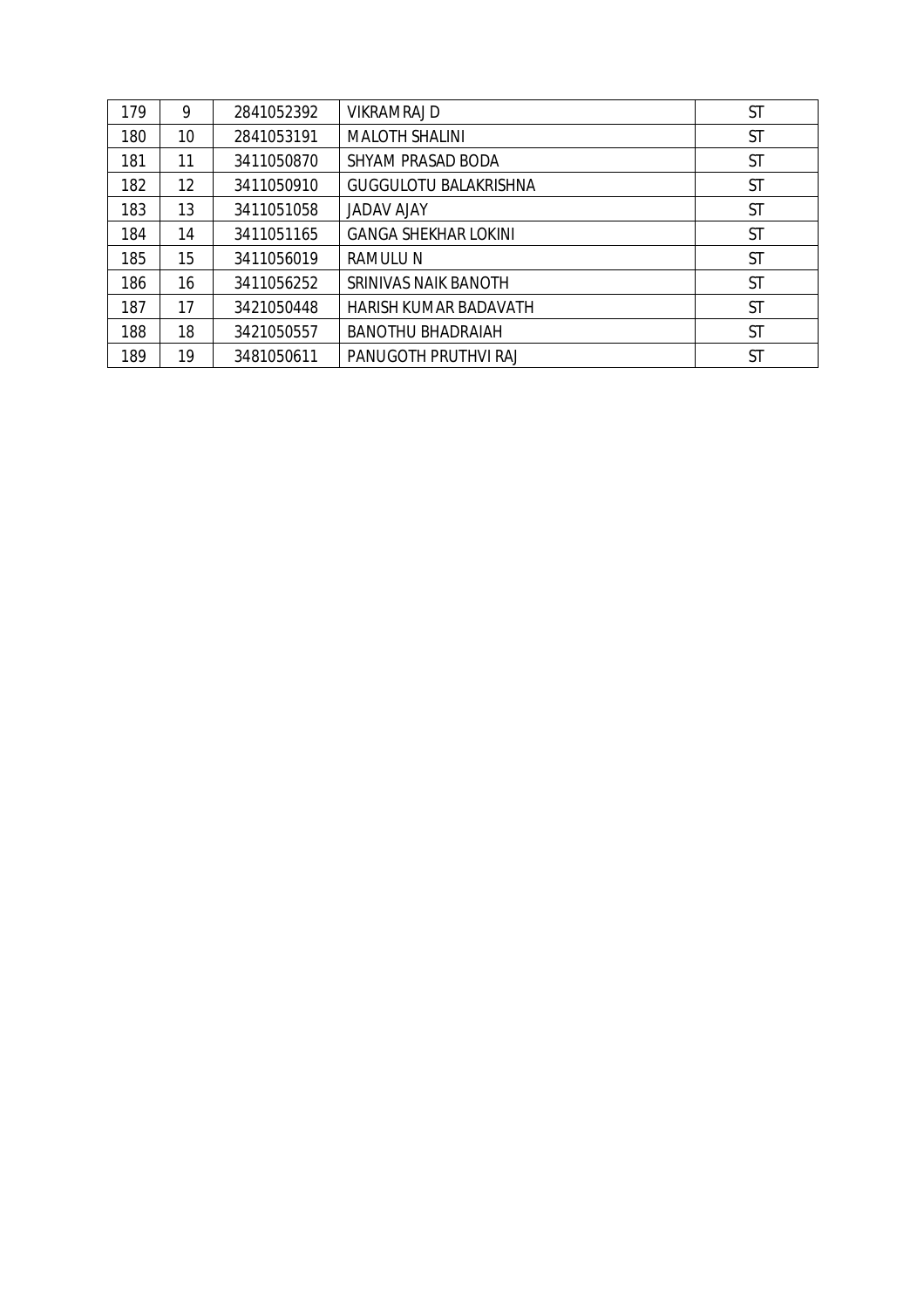| | | | | |
|---|---|---|---|---|
| 179 | 9 | 2841052392 | VIKRAMRAJ D | ST |
| 180 | 10 | 2841053191 | MALOTH SHALINI | ST |
| 181 | 11 | 3411050870 | SHYAM PRASAD BODA | ST |
| 182 | 12 | 3411050910 | GUGGULOTU BALAKRISHNA | ST |
| 183 | 13 | 3411051058 | JADAV AJAY | ST |
| 184 | 14 | 3411051165 | GANGA SHEKHAR LOKINI | ST |
| 185 | 15 | 3411056019 | RAMULU N | ST |
| 186 | 16 | 3411056252 | SRINIVAS NAIK BANOTH | ST |
| 187 | 17 | 3421050448 | HARISH KUMAR BADAVATH | ST |
| 188 | 18 | 3421050557 | BANOTHU BHADRAIAH | ST |
| 189 | 19 | 3481050611 | PANUGOTH PRUTHVI RAJ | ST |